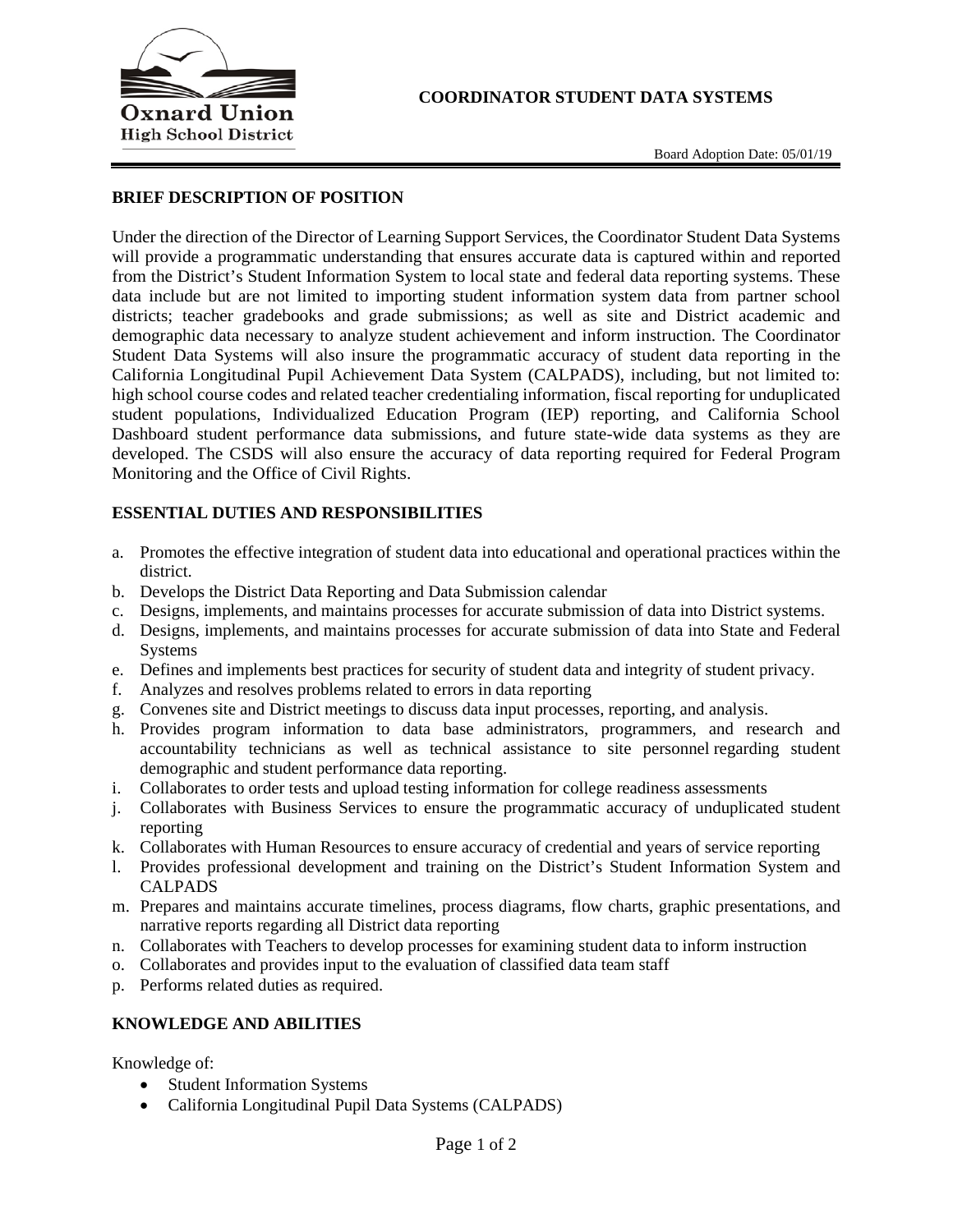**Oxnard Union High School District**

# COORDINATOR STUDENT DATA SYSTEMS

Board Adoption Date: 05/01/19

## BRIEF DESCRIPTION OF POSITION

Under the direction of the Director of Learning Support Services, the Coordinator Student Data Systems will provide a programmatic understanding that ensures accurate data is captured within and reported from the District's Student Information System to local state and federal data reporting systems. These data include but are not limited to importing student information system data from partner school districts; teacher gradebooks and grade submissions; as well as site and District academic and demographic data necessary to analyze student achievement and inform instruction. The Coordinator Student Data Systems will also insure the programmatic accuracy of student data reporting in the California Longitudinal Pupil Achievement Data System (CALPADS), including, but not limited to: high school course codes and related teacher credentialing information, fiscal reporting for unduplicated student populations, Individualized Education Program (IEP) reporting, and California School Dashboard student performance data submissions, and future state-wide data systems as they are developed. The CSDS will also ensure the accuracy of data reporting required for Federal Program Monitoring and the Office of Civil Rights.

## ESSENTIAL DUTIES AND RESPONSIBILITIES

a. Promotes the effective integration of student data into educational and operational practices within the district.
b. Develops the District Data Reporting and Data Submission calendar
c. Designs, implements, and maintains processes for accurate submission of data into District systems.
d. Designs, implements, and maintains processes for accurate submission of data into State and Federal Systems
e. Defines and implements best practices for security of student data and integrity of student privacy.
f. Analyzes and resolves problems related to errors in data reporting
g. Convenes site and District meetings to discuss data input processes, reporting, and analysis.
h. Provides program information to data base administrators, programmers, and research and accountability technicians as well as technical assistance to site personnel regarding student demographic and student performance data reporting.
i. Collaborates to order tests and upload testing information for college readiness assessments
j. Collaborates with Business Services to ensure the programmatic accuracy of unduplicated student reporting
k. Collaborates with Human Resources to ensure accuracy of credential and years of service reporting
l. Provides professional development and training on the District's Student Information System and CALPADS
m. Prepares and maintains accurate timelines, process diagrams, flow charts, graphic presentations, and narrative reports regarding all District data reporting
n. Collaborates with Teachers to develop processes for examining student data to inform instruction
o. Collaborates and provides input to the evaluation of classified data team staff
p. Performs related duties as required.

## KNOWLEDGE AND ABILITIES

Knowledge of:

- Student Information Systems
- California Longitudinal Pupil Data Systems (CALPADS)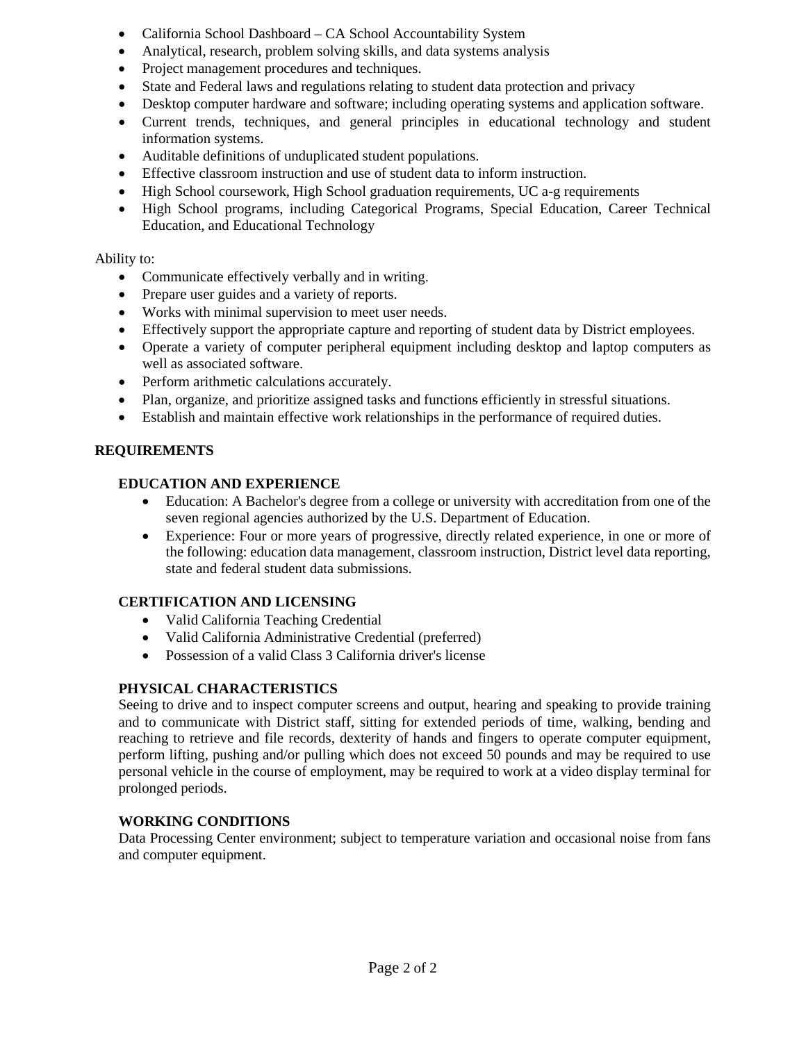- California School Dashboard – CA School Accountability System
- Analytical, research, problem solving skills, and data systems analysis
- Project management procedures and techniques.
- State and Federal laws and regulations relating to student data protection and privacy
- Desktop computer hardware and software; including operating systems and application software.
- Current trends, techniques, and general principles in educational technology and student information systems.
- Auditable definitions of unduplicated student populations.
- Effective classroom instruction and use of student data to inform instruction.
- High School coursework, High School graduation requirements, UC a-g requirements
- High School programs, including Categorical Programs, Special Education, Career Technical Education, and Educational Technology

Ability to:

- Communicate effectively verbally and in writing.
- Prepare user guides and a variety of reports.
- Works with minimal supervision to meet user needs.
- Effectively support the appropriate capture and reporting of student data by District employees.
- Operate a variety of computer peripheral equipment including desktop and laptop computers as well as associated software.
- Perform arithmetic calculations accurately.
- Plan, organize, and prioritize assigned tasks and functions efficiently in stressful situations.
- Establish and maintain effective work relationships in the performance of required duties.

## REQUIREMENTS

### EDUCATION AND EXPERIENCE

- Education: A Bachelor's degree from a college or university with accreditation from one of the seven regional agencies authorized by the U.S. Department of Education.
- Experience: Four or more years of progressive, directly related experience, in one or more of the following: education data management, classroom instruction, District level data reporting, state and federal student data submissions.

### CERTIFICATION AND LICENSING

- Valid California Teaching Credential
- Valid California Administrative Credential (preferred)
- Possession of a valid Class 3 California driver's license

### PHYSICAL CHARACTERISTICS

Seeing to drive and to inspect computer screens and output, hearing and speaking to provide training and to communicate with District staff, sitting for extended periods of time, walking, bending and reaching to retrieve and file records, dexterity of hands and fingers to operate computer equipment, perform lifting, pushing and/or pulling which does not exceed 50 pounds and may be required to use personal vehicle in the course of employment, may be required to work at a video display terminal for prolonged periods.

### WORKING CONDITIONS

Data Processing Center environment; subject to temperature variation and occasional noise from fans and computer equipment.